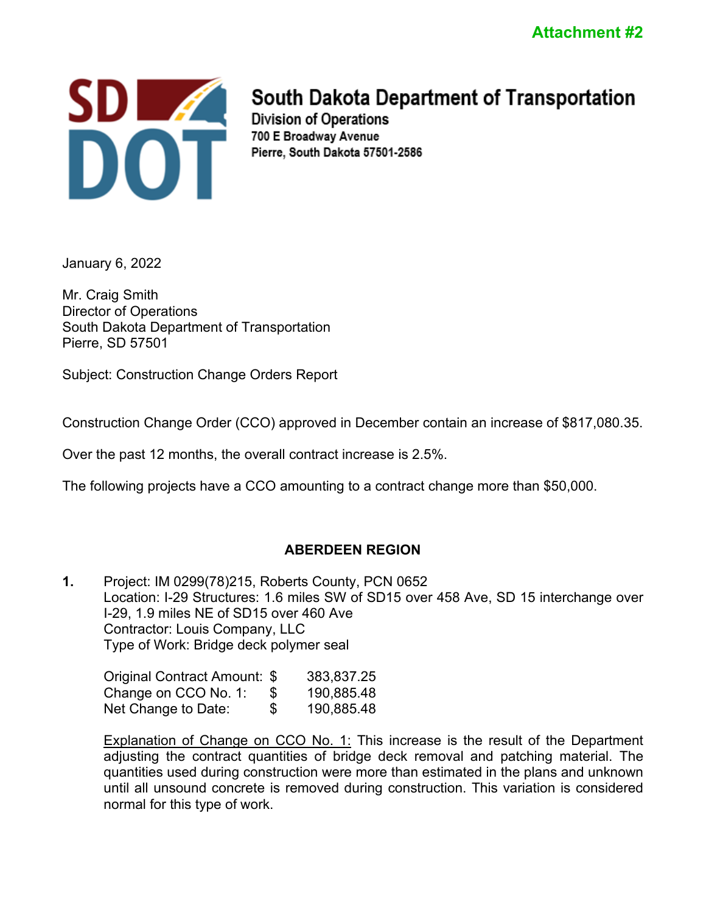**Attachment #2**

**South Dakota Department of Transportation**
Division of Operations
700 E Broadway Avenue
Pierre, South Dakota 57501-2586

January 6, 2022

Mr. Craig Smith
Director of Operations
South Dakota Department of Transportation
Pierre, SD 57501

Subject: Construction Change Orders Report

Construction Change Order (CCO) approved in December contain an increase of $817,080.35.

Over the past 12 months, the overall contract increase is 2.5%.

The following projects have a CCO amounting to a contract change more than $50,000.

## ABERDEEN REGION

**1.** Project: IM 0299(78)215, Roberts County, PCN 0652
Location: I-29 Structures: 1.6 miles SW of SD15 over 458 Ave, SD 15 interchange over I-29, 1.9 miles NE of SD15 over 460 Ave
Contractor: Louis Company, LLC
Type of Work: Bridge deck polymer seal

| | | |
|---|---|---|
| Original Contract Amount: | $ | 383,837.25 |
| Change on CCO No. 1: | $ | 190,885.48 |
| Net Change to Date: | $ | 190,885.48 |

<u>Explanation of Change on CCO No. 1:</u> This increase is the result of the Department adjusting the contract quantities of bridge deck removal and patching material. The quantities used during construction were more than estimated in the plans and unknown until all unsound concrete is removed during construction. This variation is considered normal for this type of work.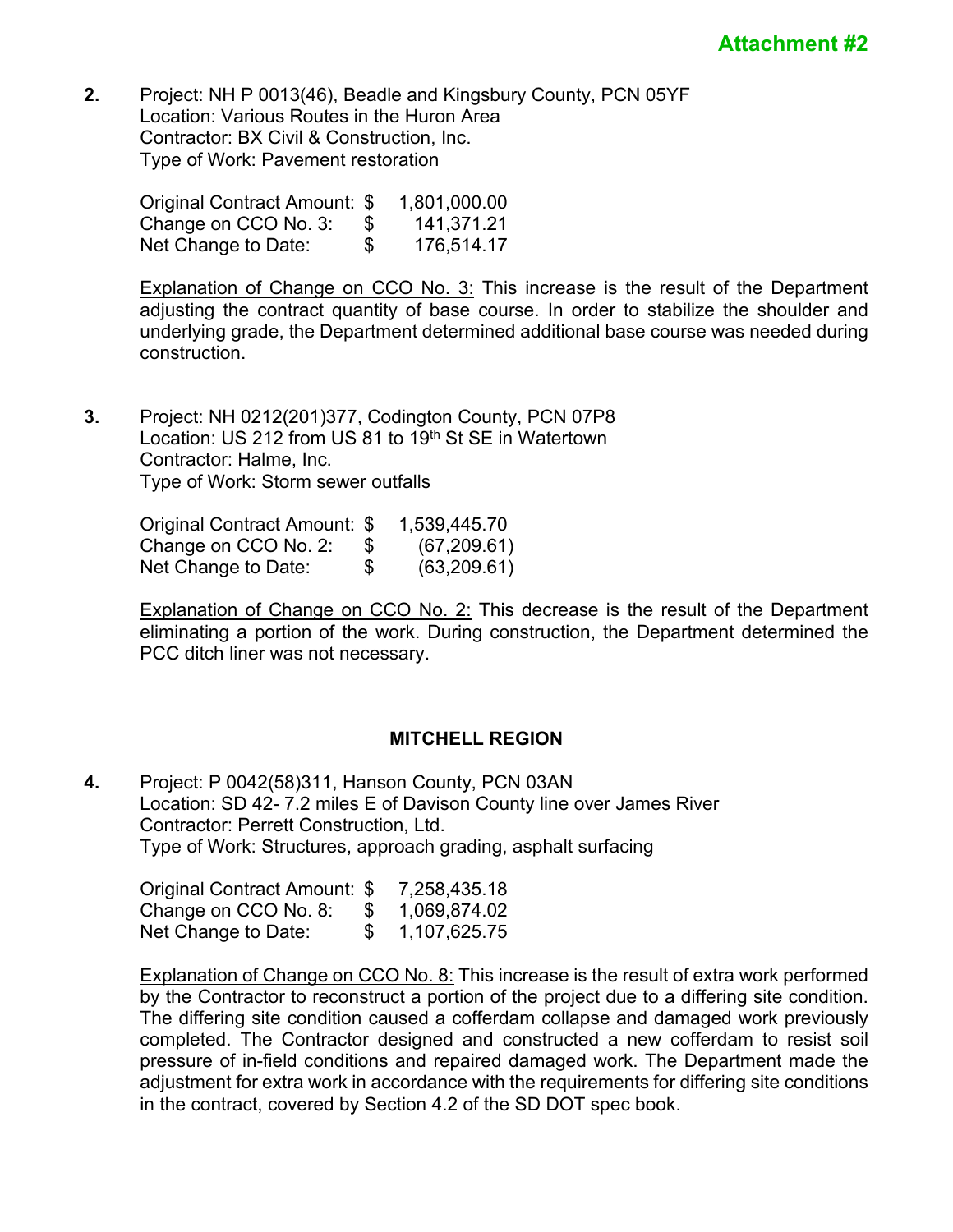**Attachment #2**

**2.** Project: NH P 0013(46), Beadle and Kingsbury County, PCN 05YF
Location: Various Routes in the Huron Area
Contractor: BX Civil & Construction, Inc.
Type of Work: Pavement restoration

| | | |
|---|---|---|
| Original Contract Amount: | $ | 1,801,000.00 |
| Change on CCO No. 3: | $ | 141,371.21 |
| Net Change to Date: | $ | 176,514.17 |

Explanation of Change on CCO No. 3: This increase is the result of the Department adjusting the contract quantity of base course. In order to stabilize the shoulder and underlying grade, the Department determined additional base course was needed during construction.

**3.** Project: NH 0212(201)377, Codington County, PCN 07P8
Location: US 212 from US 81 to 19th St SE in Watertown
Contractor: Halme, Inc.
Type of Work: Storm sewer outfalls

| | | |
|---|---|---|
| Original Contract Amount: | $ | 1,539,445.70 |
| Change on CCO No. 2: | $ | (67,209.61) |
| Net Change to Date: | $ | (63,209.61) |

Explanation of Change on CCO No. 2: This decrease is the result of the Department eliminating a portion of the work. During construction, the Department determined the PCC ditch liner was not necessary.

## MITCHELL REGION

**4.** Project: P 0042(58)311, Hanson County, PCN 03AN
Location: SD 42- 7.2 miles E of Davison County line over James River
Contractor: Perrett Construction, Ltd.
Type of Work: Structures, approach grading, asphalt surfacing

| | | |
|---|---|---|
| Original Contract Amount: | $ | 7,258,435.18 |
| Change on CCO No. 8: | $ | 1,069,874.02 |
| Net Change to Date: | $ | 1,107,625.75 |

Explanation of Change on CCO No. 8: This increase is the result of extra work performed by the Contractor to reconstruct a portion of the project due to a differing site condition. The differing site condition caused a cofferdam collapse and damaged work previously completed. The Contractor designed and constructed a new cofferdam to resist soil pressure of in-field conditions and repaired damaged work. The Department made the adjustment for extra work in accordance with the requirements for differing site conditions in the contract, covered by Section 4.2 of the SD DOT spec book.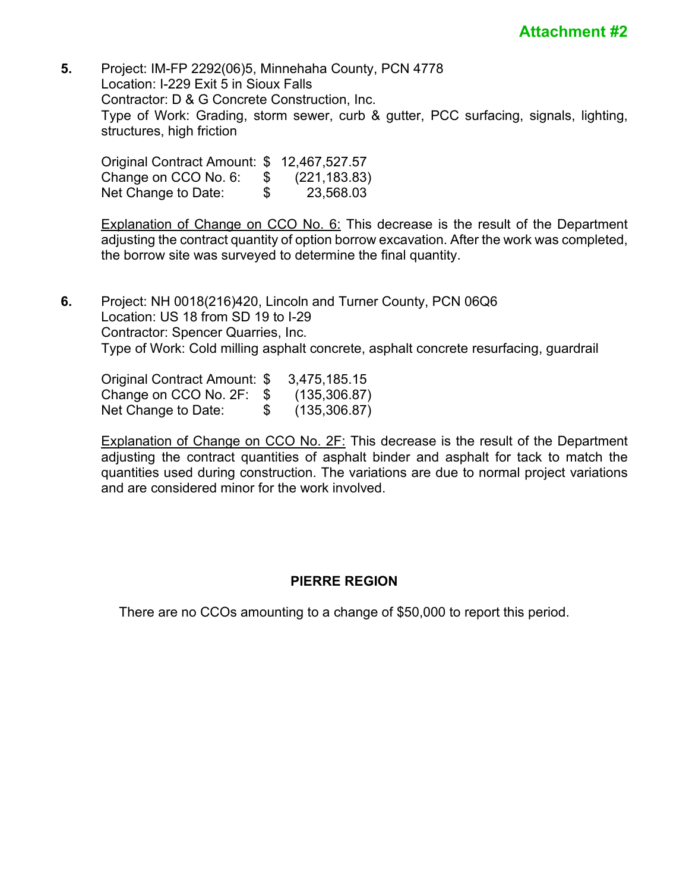**Attachment #2**

**5.** Project: IM-FP 2292(06)5, Minnehaha County, PCN 4778
Location: I-229 Exit 5 in Sioux Falls
Contractor: D & G Concrete Construction, Inc.
Type of Work: Grading, storm sewer, curb & gutter, PCC surfacing, signals, lighting, structures, high friction

| | | |
|---|---|---|
| Original Contract Amount: | $ | 12,467,527.57 |
| Change on CCO No. 6: | $ | (221,183.83) |
| Net Change to Date: | $ | 23,568.03 |

Explanation of Change on CCO No. 6: This decrease is the result of the Department adjusting the contract quantity of option borrow excavation. After the work was completed, the borrow site was surveyed to determine the final quantity.

**6.** Project: NH 0018(216)420, Lincoln and Turner County, PCN 06Q6
Location: US 18 from SD 19 to I-29
Contractor: Spencer Quarries, Inc.
Type of Work: Cold milling asphalt concrete, asphalt concrete resurfacing, guardrail

| | | |
|---|---|---|
| Original Contract Amount: | $ | 3,475,185.15 |
| Change on CCO No. 2F: | $ | (135,306.87) |
| Net Change to Date: | $ | (135,306.87) |

Explanation of Change on CCO No. 2F: This decrease is the result of the Department adjusting the contract quantities of asphalt binder and asphalt for tack to match the quantities used during construction. The variations are due to normal project variations and are considered minor for the work involved.

## PIERRE REGION

There are no CCOs amounting to a change of $50,000 to report this period.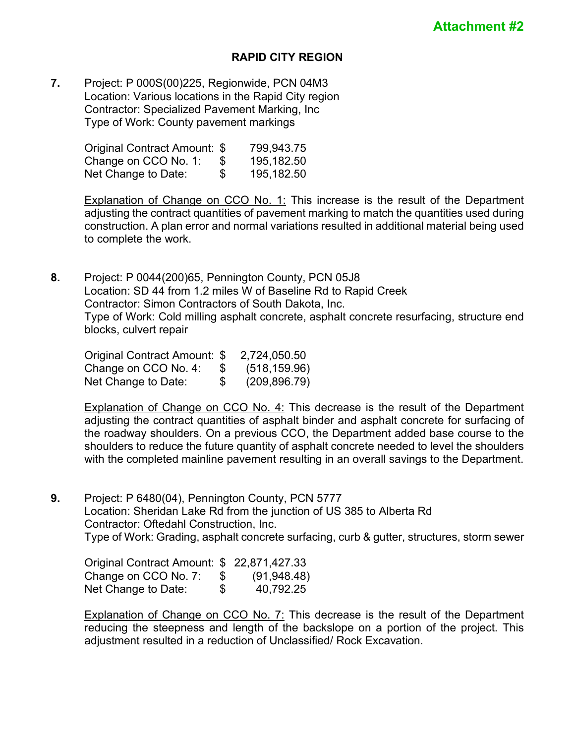**Attachment #2**

## RAPID CITY REGION

**7.** Project: P 000S(00)225, Regionwide, PCN 04M3
Location: Various locations in the Rapid City region
Contractor: Specialized Pavement Marking, Inc
Type of Work: County pavement markings

| | | |
|---|---|---|
| Original Contract Amount: | $ | 799,943.75 |
| Change on CCO No. 1: | $ | 195,182.50 |
| Net Change to Date: | $ | 195,182.50 |

Explanation of Change on CCO No. 1: This increase is the result of the Department adjusting the contract quantities of pavement marking to match the quantities used during construction. A plan error and normal variations resulted in additional material being used to complete the work.

**8.** Project: P 0044(200)65, Pennington County, PCN 05J8
Location: SD 44 from 1.2 miles W of Baseline Rd to Rapid Creek
Contractor: Simon Contractors of South Dakota, Inc.
Type of Work: Cold milling asphalt concrete, asphalt concrete resurfacing, structure end blocks, culvert repair

| | | |
|---|---|---|
| Original Contract Amount: | $ | 2,724,050.50 |
| Change on CCO No. 4: | $ | (518,159.96) |
| Net Change to Date: | $ | (209,896.79) |

Explanation of Change on CCO No. 4: This decrease is the result of the Department adjusting the contract quantities of asphalt binder and asphalt concrete for surfacing of the roadway shoulders. On a previous CCO, the Department added base course to the shoulders to reduce the future quantity of asphalt concrete needed to level the shoulders with the completed mainline pavement resulting in an overall savings to the Department.

**9.** Project: P 6480(04), Pennington County, PCN 5777
Location: Sheridan Lake Rd from the junction of US 385 to Alberta Rd
Contractor: Oftedahl Construction, Inc.
Type of Work: Grading, asphalt concrete surfacing, curb & gutter, structures, storm sewer

| | | |
|---|---|---|
| Original Contract Amount: | $ | 22,871,427.33 |
| Change on CCO No. 7: | $ | (91,948.48) |
| Net Change to Date: | $ | 40,792.25 |

Explanation of Change on CCO No. 7: This decrease is the result of the Department reducing the steepness and length of the backslope on a portion of the project. This adjustment resulted in a reduction of Unclassified/ Rock Excavation.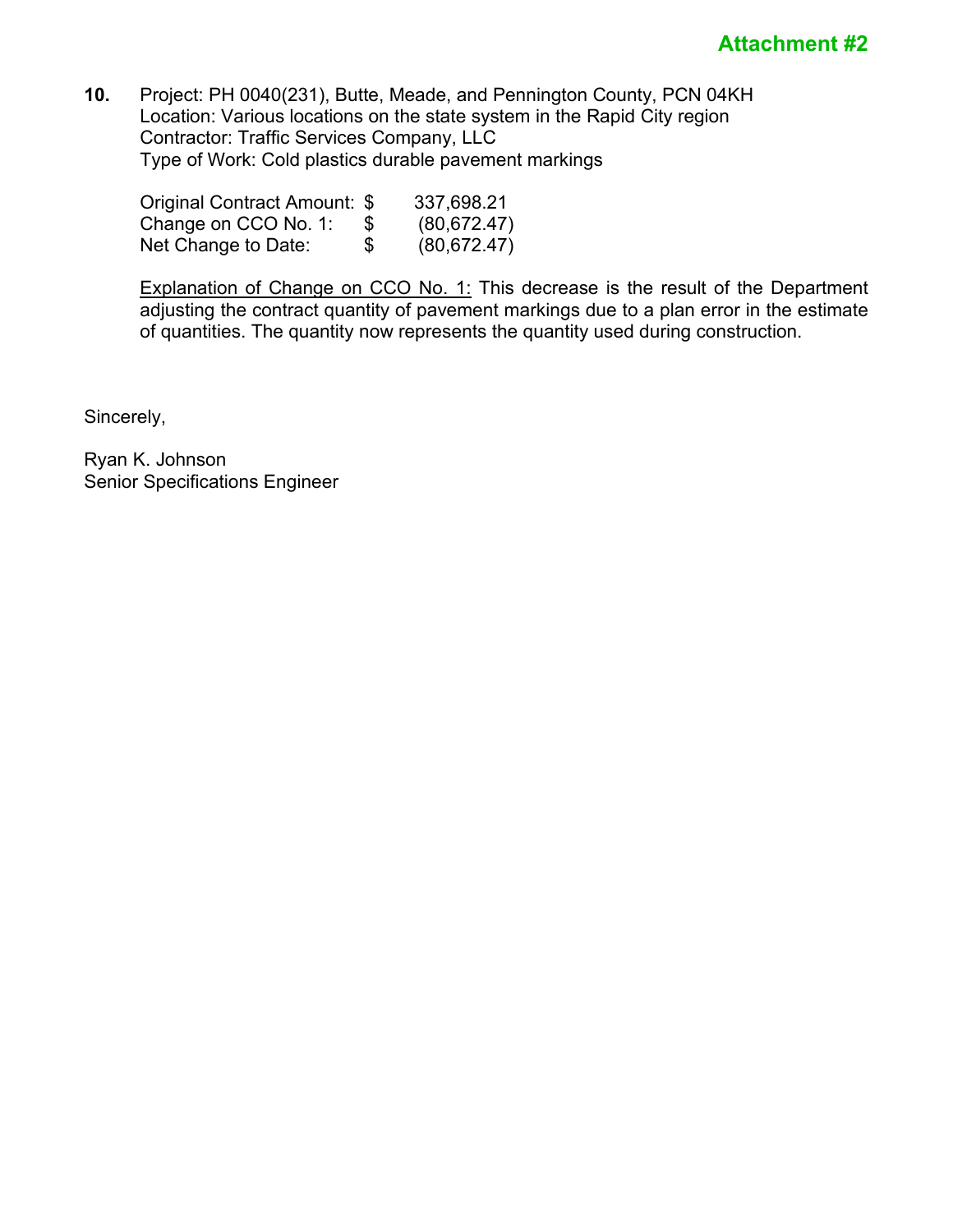**Attachment #2**

**10.** Project: PH 0040(231), Butte, Meade, and Pennington County, PCN 04KH
Location: Various locations on the state system in the Rapid City region
Contractor: Traffic Services Company, LLC
Type of Work: Cold plastics durable pavement markings

| | | |
|---|---|---|
| Original Contract Amount: | $ | 337,698.21 |
| Change on CCO No. 1: | $ | (80,672.47) |
| Net Change to Date: | $ | (80,672.47) |

<u>Explanation of Change on CCO No. 1:</u> This decrease is the result of the Department adjusting the contract quantity of pavement markings due to a plan error in the estimate of quantities. The quantity now represents the quantity used during construction.

Sincerely,

Ryan K. Johnson
Senior Specifications Engineer